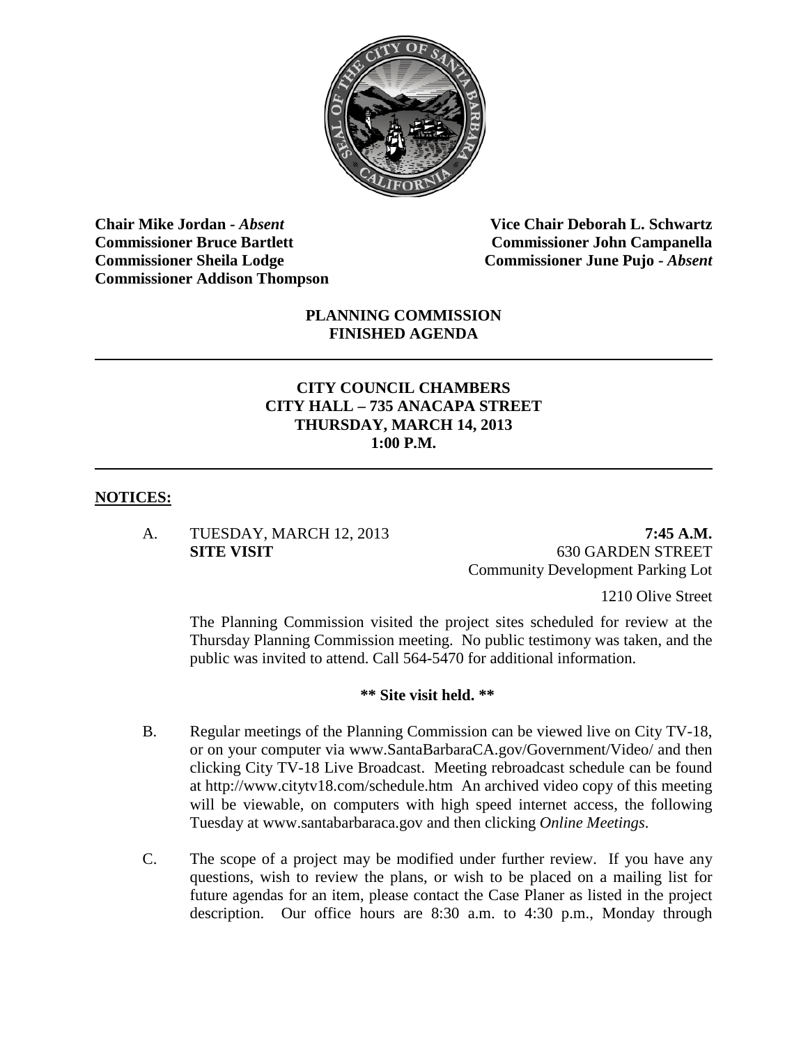**Chair Mike Jordan -** ***Absent***
**Commissioner Bruce Bartlett**
**Commissioner Sheila Lodge**
**Commissioner Addison Thompson**

**Vice Chair Deborah L. Schwartz**
**Commissioner John Campanella**
**Commissioner June Pujo -** ***Absent***

# PLANNING COMMISSION FINISHED AGENDA

---

## CITY COUNCIL CHAMBERS
## CITY HALL – 735 ANACAPA STREET
## THURSDAY, MARCH 14, 2013
## 1:00 P.M.

---

## NOTICES:

A. TUESDAY, MARCH 12, 2013 **7:45 A.M.**
**SITE VISIT** 630 GARDEN STREET
Community Development Parking Lot

1210 Olive Street

The Planning Commission visited the project sites scheduled for review at the Thursday Planning Commission meeting. No public testimony was taken, and the public was invited to attend. Call 564-5470 for additional information.

**** Site visit held. ****

B. Regular meetings of the Planning Commission can be viewed live on City TV-18, or on your computer via www.SantaBarbaraCA.gov/Government/Video/ and then clicking City TV-18 Live Broadcast. Meeting rebroadcast schedule can be found at http://www.citytv18.com/schedule.htm An archived video copy of this meeting will be viewable, on computers with high speed internet access, the following Tuesday at www.santabarbaraca.gov and then clicking *Online Meetings*.

C. The scope of a project may be modified under further review. If you have any questions, wish to review the plans, or wish to be placed on a mailing list for future agendas for an item, please contact the Case Planer as listed in the project description. Our office hours are 8:30 a.m. to 4:30 p.m., Monday through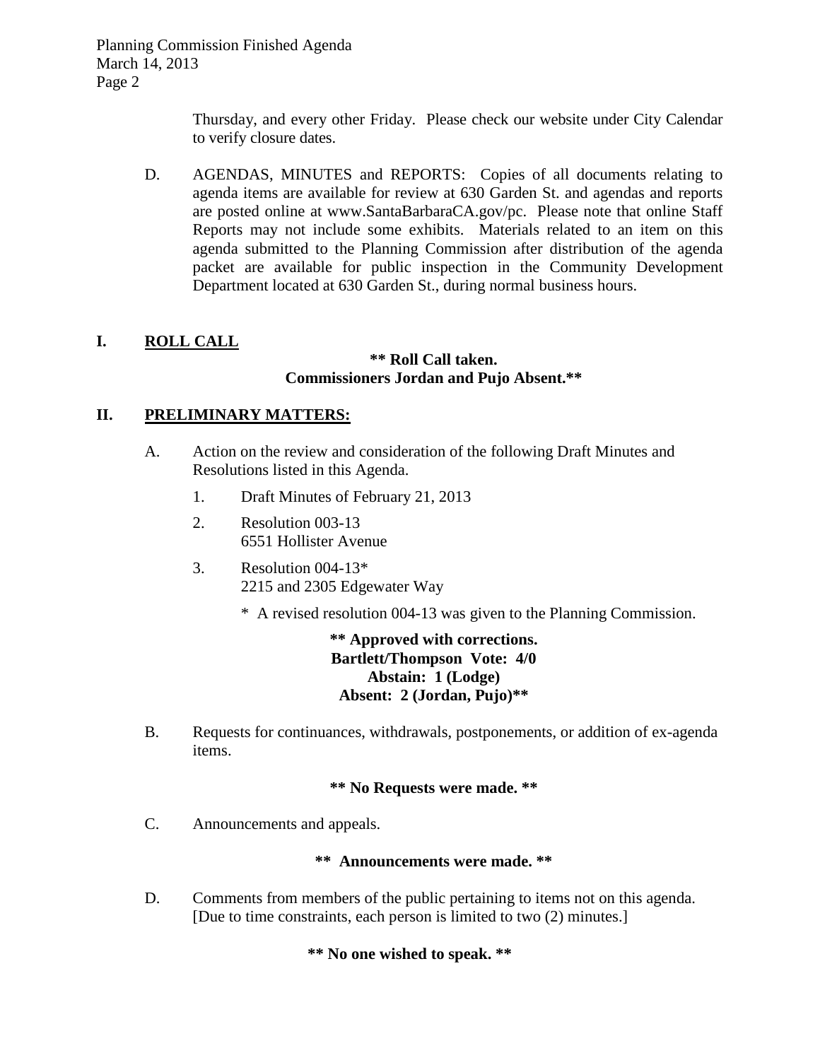Thursday, and every other Friday. Please check our website under City Calendar to verify closure dates.

D. AGENDAS, MINUTES and REPORTS: Copies of all documents relating to agenda items are available for review at 630 Garden St. and agendas and reports are posted online at www.SantaBarbaraCA.gov/pc. Please note that online Staff Reports may not include some exhibits. Materials related to an item on this agenda submitted to the Planning Commission after distribution of the agenda packet are available for public inspection in the Community Development Department located at 630 Garden St., during normal business hours.

## I. ROLL CALL

**** Roll Call taken.**
**Commissioners Jordan and Pujo Absent.****

## II. PRELIMINARY MATTERS:

A. Action on the review and consideration of the following Draft Minutes and Resolutions listed in this Agenda.

1. Draft Minutes of February 21, 2013
2. Resolution 003-13
   6551 Hollister Avenue
3. Resolution 004-13*
   2215 and 2305 Edgewater Way

   \* A revised resolution 004-13 was given to the Planning Commission.

**** Approved with corrections.**
**Bartlett/Thompson Vote: 4/0**
**Abstain: 1 (Lodge)**
**Absent: 2 (Jordan, Pujo)****

B. Requests for continuances, withdrawals, postponements, or addition of ex-agenda items.

**** No Requests were made. ****

C. Announcements and appeals.

**** Announcements were made. ****

D. Comments from members of the public pertaining to items not on this agenda. [Due to time constraints, each person is limited to two (2) minutes.]

**** No one wished to speak. ****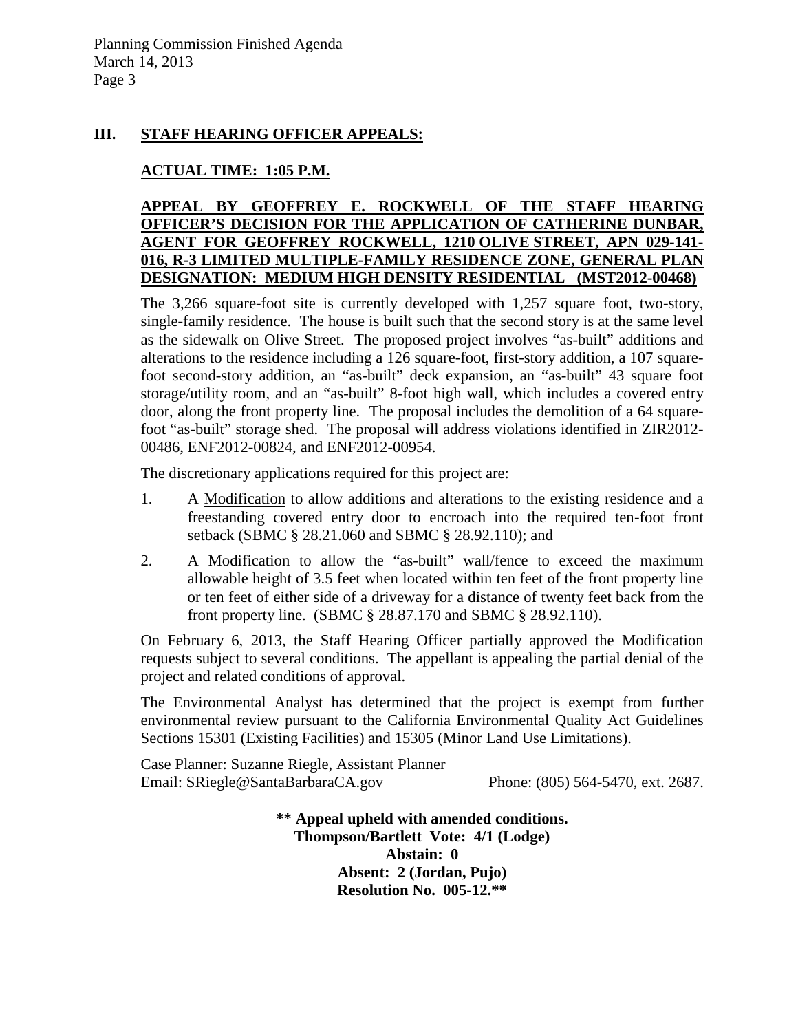## III. STAFF HEARING OFFICER APPEALS:

**ACTUAL TIME: 1:05 P.M.**

**APPEAL BY GEOFFREY E. ROCKWELL OF THE STAFF HEARING OFFICER'S DECISION FOR THE APPLICATION OF CATHERINE DUNBAR, AGENT FOR GEOFFREY ROCKWELL, 1210 OLIVE STREET, APN 029-141-016, R-3 LIMITED MULTIPLE-FAMILY RESIDENCE ZONE, GENERAL PLAN DESIGNATION: MEDIUM HIGH DENSITY RESIDENTIAL (MST2012-00468)**

The 3,266 square-foot site is currently developed with 1,257 square foot, two-story, single-family residence. The house is built such that the second story is at the same level as the sidewalk on Olive Street. The proposed project involves "as-built" additions and alterations to the residence including a 126 square-foot, first-story addition, a 107 square-foot second-story addition, an "as-built" deck expansion, an "as-built" 43 square foot storage/utility room, and an "as-built" 8-foot high wall, which includes a covered entry door, along the front property line. The proposal includes the demolition of a 64 square-foot "as-built" storage shed. The proposal will address violations identified in ZIR2012-00486, ENF2012-00824, and ENF2012-00954.

The discretionary applications required for this project are:

1. A Modification to allow additions and alterations to the existing residence and a freestanding covered entry door to encroach into the required ten-foot front setback (SBMC § 28.21.060 and SBMC § 28.92.110); and
2. A Modification to allow the "as-built" wall/fence to exceed the maximum allowable height of 3.5 feet when located within ten feet of the front property line or ten feet of either side of a driveway for a distance of twenty feet back from the front property line. (SBMC § 28.87.170 and SBMC § 28.92.110).

On February 6, 2013, the Staff Hearing Officer partially approved the Modification requests subject to several conditions. The appellant is appealing the partial denial of the project and related conditions of approval.

The Environmental Analyst has determined that the project is exempt from further environmental review pursuant to the California Environmental Quality Act Guidelines Sections 15301 (Existing Facilities) and 15305 (Minor Land Use Limitations).

Case Planner: Suzanne Riegle, Assistant Planner
Email: SRiegle@SantaBarbaraCA.gov Phone: (805) 564-5470, ext. 2687.

**\*\* Appeal upheld with amended conditions.**
**Thompson/Bartlett Vote: 4/1 (Lodge)**
**Abstain: 0**
**Absent: 2 (Jordan, Pujo)**
**Resolution No. 005-12.\*\***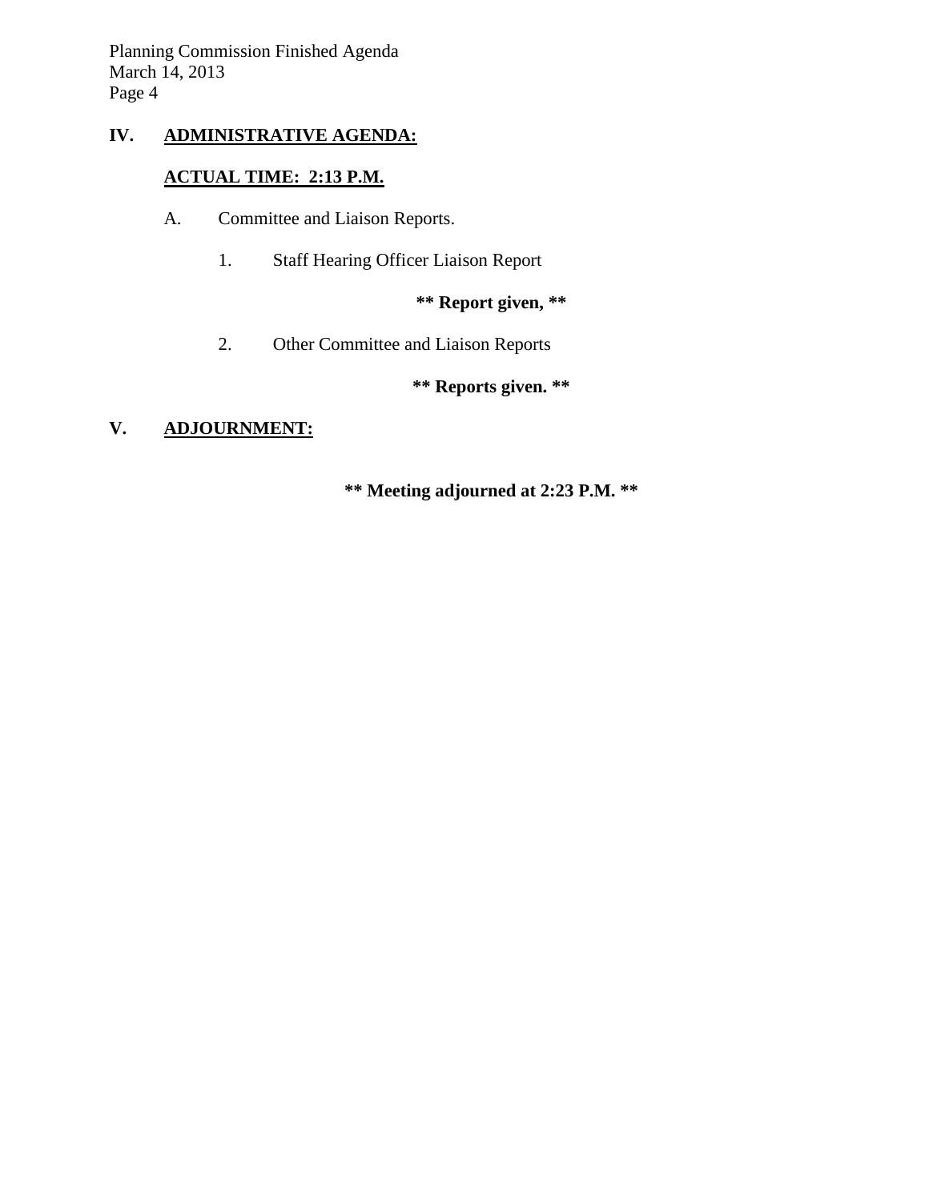## IV. ADMINISTRATIVE AGENDA:

**ACTUAL TIME: 2:13 P.M.**

A. Committee and Liaison Reports.

1. Staff Hearing Officer Liaison Report

**** Report given, ****

2. Other Committee and Liaison Reports

**** Reports given. ****

## V. ADJOURNMENT:

**** Meeting adjourned at 2:23 P.M. ****